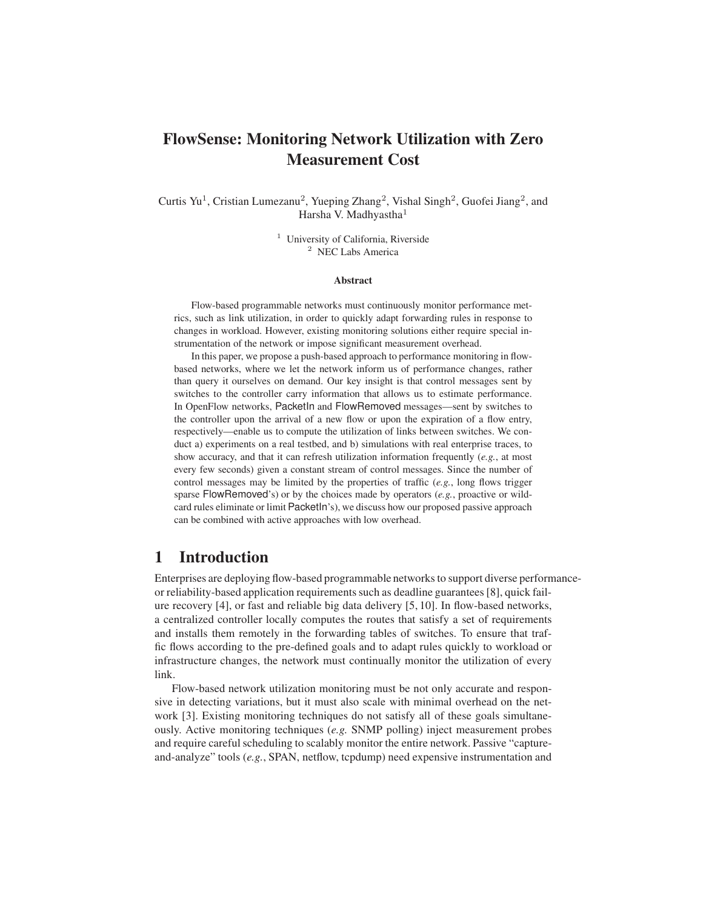# FlowSense: Monitoring Network Utilization with Zero Measurement Cost

Curtis Yu[1], Cristian Lumezanu[2], Yueping Zhang[2], Vishal Singh[2], Guofei Jiang[2], and Harsha V. Madhyastha[1]

[1] University of California, Riverside
[2] NEC Labs America

### Abstract

Flow-based programmable networks must continuously monitor performance metrics, such as link utilization, in order to quickly adapt forwarding rules in response to changes in workload. However, existing monitoring solutions either require special instrumentation of the network or impose significant measurement overhead.

In this paper, we propose a push-based approach to performance monitoring in flow-based networks, where we let the network inform us of performance changes, rather than query it ourselves on demand. Our key insight is that control messages sent by switches to the controller carry information that allows us to estimate performance. In OpenFlow networks, PacketIn and FlowRemoved messages—sent by switches to the controller upon the arrival of a new flow or upon the expiration of a flow entry, respectively—enable us to compute the utilization of links between switches. We conduct a) experiments on a real testbed, and b) simulations with real enterprise traces, to show accuracy, and that it can refresh utilization information frequently (*e.g.*, at most every few seconds) given a constant stream of control messages. Since the number of control messages may be limited by the properties of traffic (*e.g.*, long flows trigger sparse FlowRemoved's) or by the choices made by operators (*e.g.*, proactive or wildcard rules eliminate or limit PacketIn's), we discuss how our proposed passive approach can be combined with active approaches with low overhead.

## 1 Introduction

Enterprises are deploying flow-based programmable networks to support diverse performance- or reliability-based application requirements such as deadline guarantees [8], quick failure recovery [4], or fast and reliable big data delivery [5, 10]. In flow-based networks, a centralized controller locally computes the routes that satisfy a set of requirements and installs them remotely in the forwarding tables of switches. To ensure that traffic flows according to the pre-defined goals and to adapt rules quickly to workload or infrastructure changes, the network must continually monitor the utilization of every link.

Flow-based network utilization monitoring must be not only accurate and responsive in detecting variations, but it must also scale with minimal overhead on the network [3]. Existing monitoring techniques do not satisfy all of these goals simultaneously. Active monitoring techniques (*e.g.* SNMP polling) inject measurement probes and require careful scheduling to scalably monitor the entire network. Passive "capture-and-analyze" tools (*e.g.*, SPAN, netflow, tcpdump) need expensive instrumentation and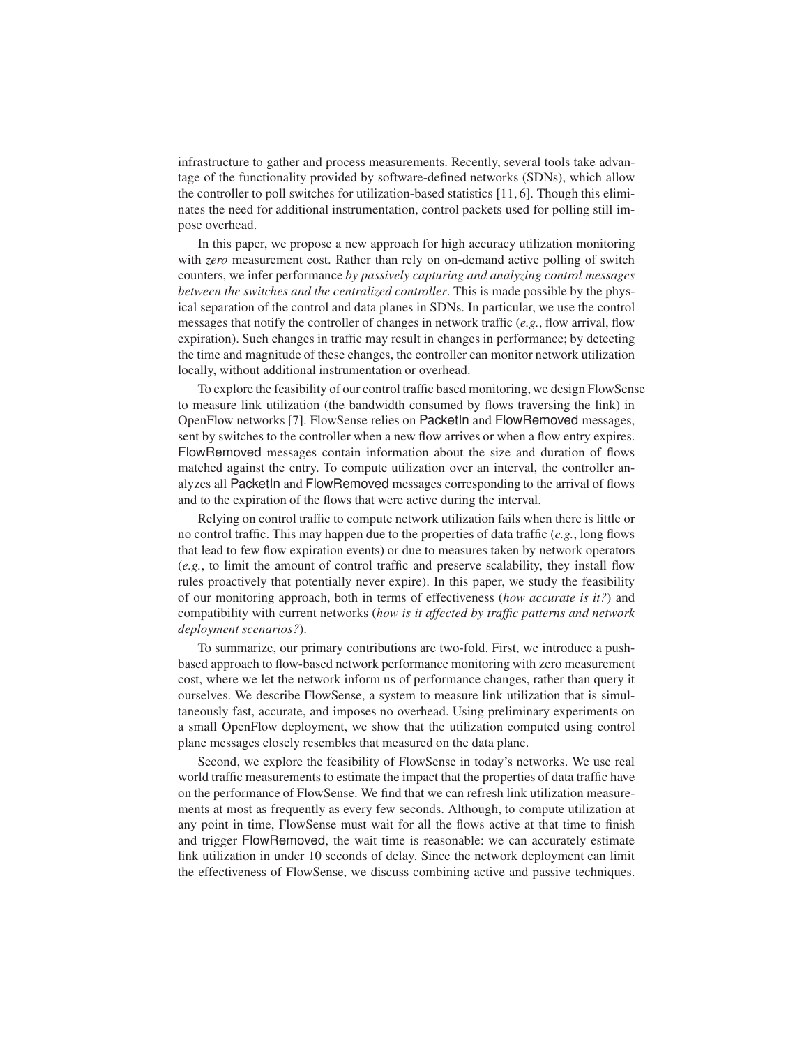infrastructure to gather and process measurements. Recently, several tools take advantage of the functionality provided by software-defined networks (SDNs), which allow the controller to poll switches for utilization-based statistics [11, 6]. Though this eliminates the need for additional instrumentation, control packets used for polling still impose overhead.

In this paper, we propose a new approach for high accuracy utilization monitoring with *zero* measurement cost. Rather than rely on on-demand active polling of switch counters, we infer performance *by passively capturing and analyzing control messages between the switches and the centralized controller*. This is made possible by the physical separation of the control and data planes in SDNs. In particular, we use the control messages that notify the controller of changes in network traffic (*e.g.*, flow arrival, flow expiration). Such changes in traffic may result in changes in performance; by detecting the time and magnitude of these changes, the controller can monitor network utilization locally, without additional instrumentation or overhead.

To explore the feasibility of our control traffic based monitoring, we design FlowSense to measure link utilization (the bandwidth consumed by flows traversing the link) in OpenFlow networks [7]. FlowSense relies on PacketIn and FlowRemoved messages, sent by switches to the controller when a new flow arrives or when a flow entry expires. FlowRemoved messages contain information about the size and duration of flows matched against the entry. To compute utilization over an interval, the controller analyzes all PacketIn and FlowRemoved messages corresponding to the arrival of flows and to the expiration of the flows that were active during the interval.

Relying on control traffic to compute network utilization fails when there is little or no control traffic. This may happen due to the properties of data traffic (*e.g.*, long flows that lead to few flow expiration events) or due to measures taken by network operators (*e.g.*, to limit the amount of control traffic and preserve scalability, they install flow rules proactively that potentially never expire). In this paper, we study the feasibility of our monitoring approach, both in terms of effectiveness (*how accurate is it?*) and compatibility with current networks (*how is it affected by traffic patterns and network deployment scenarios?*).

To summarize, our primary contributions are two-fold. First, we introduce a push-based approach to flow-based network performance monitoring with zero measurement cost, where we let the network inform us of performance changes, rather than query it ourselves. We describe FlowSense, a system to measure link utilization that is simultaneously fast, accurate, and imposes no overhead. Using preliminary experiments on a small OpenFlow deployment, we show that the utilization computed using control plane messages closely resembles that measured on the data plane.

Second, we explore the feasibility of FlowSense in today's networks. We use real world traffic measurements to estimate the impact that the properties of data traffic have on the performance of FlowSense. We find that we can refresh link utilization measurements at most as frequently as every few seconds. Although, to compute utilization at any point in time, FlowSense must wait for all the flows active at that time to finish and trigger FlowRemoved, the wait time is reasonable: we can accurately estimate link utilization in under 10 seconds of delay. Since the network deployment can limit the effectiveness of FlowSense, we discuss combining active and passive techniques.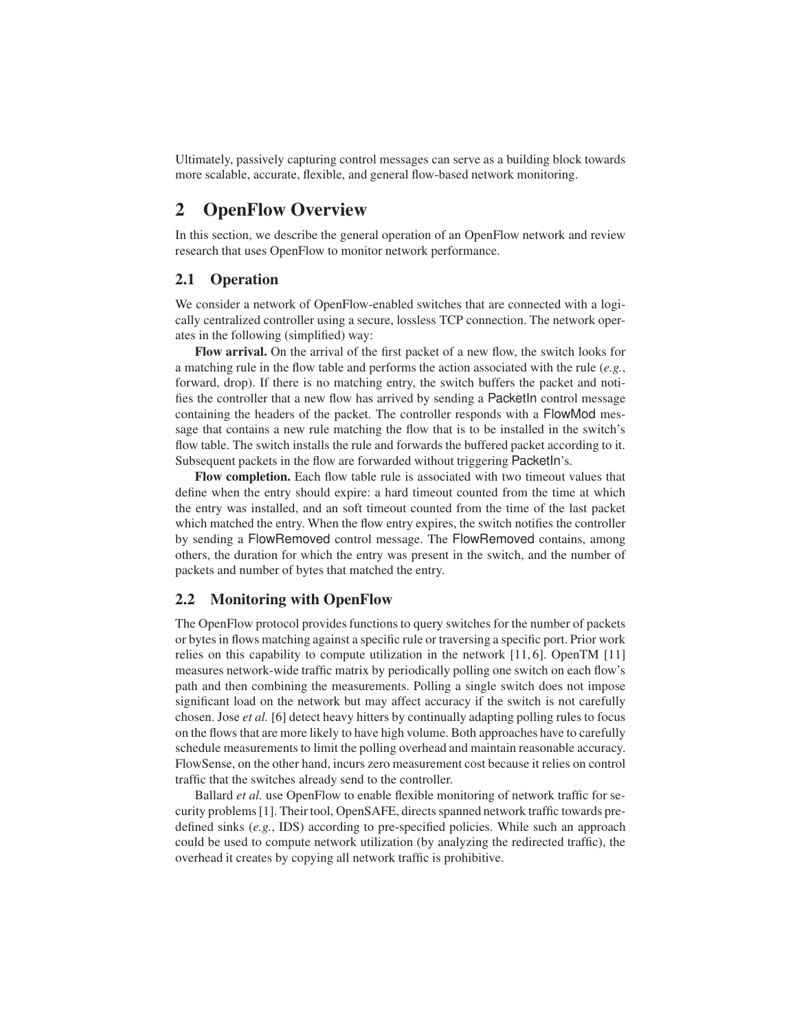Ultimately, passively capturing control messages can serve as a building block towards more scalable, accurate, flexible, and general flow-based network monitoring.

# 2 OpenFlow Overview

In this section, we describe the general operation of an OpenFlow network and review research that uses OpenFlow to monitor network performance.

## 2.1 Operation

We consider a network of OpenFlow-enabled switches that are connected with a logically centralized controller using a secure, lossless TCP connection. The network operates in the following (simplified) way:

**Flow arrival.** On the arrival of the first packet of a new flow, the switch looks for a matching rule in the flow table and performs the action associated with the rule (*e.g.*, forward, drop). If there is no matching entry, the switch buffers the packet and notifies the controller that a new flow has arrived by sending a PacketIn control message containing the headers of the packet. The controller responds with a FlowMod message that contains a new rule matching the flow that is to be installed in the switch's flow table. The switch installs the rule and forwards the buffered packet according to it. Subsequent packets in the flow are forwarded without triggering PacketIn's.

**Flow completion.** Each flow table rule is associated with two timeout values that define when the entry should expire: a hard timeout counted from the time at which the entry was installed, and an soft timeout counted from the time of the last packet which matched the entry. When the flow entry expires, the switch notifies the controller by sending a FlowRemoved control message. The FlowRemoved contains, among others, the duration for which the entry was present in the switch, and the number of packets and number of bytes that matched the entry.

## 2.2 Monitoring with OpenFlow

The OpenFlow protocol provides functions to query switches for the number of packets or bytes in flows matching against a specific rule or traversing a specific port. Prior work relies on this capability to compute utilization in the network [11, 6]. OpenTM [11] measures network-wide traffic matrix by periodically polling one switch on each flow's path and then combining the measurements. Polling a single switch does not impose significant load on the network but may affect accuracy if the switch is not carefully chosen. Jose *et al.* [6] detect heavy hitters by continually adapting polling rules to focus on the flows that are more likely to have high volume. Both approaches have to carefully schedule measurements to limit the polling overhead and maintain reasonable accuracy. FlowSense, on the other hand, incurs zero measurement cost because it relies on control traffic that the switches already send to the controller.

Ballard *et al.* use OpenFlow to enable flexible monitoring of network traffic for security problems [1]. Their tool, OpenSAFE, directs spanned network traffic towards predefined sinks (*e.g.*, IDS) according to pre-specified policies. While such an approach could be used to compute network utilization (by analyzing the redirected traffic), the overhead it creates by copying all network traffic is prohibitive.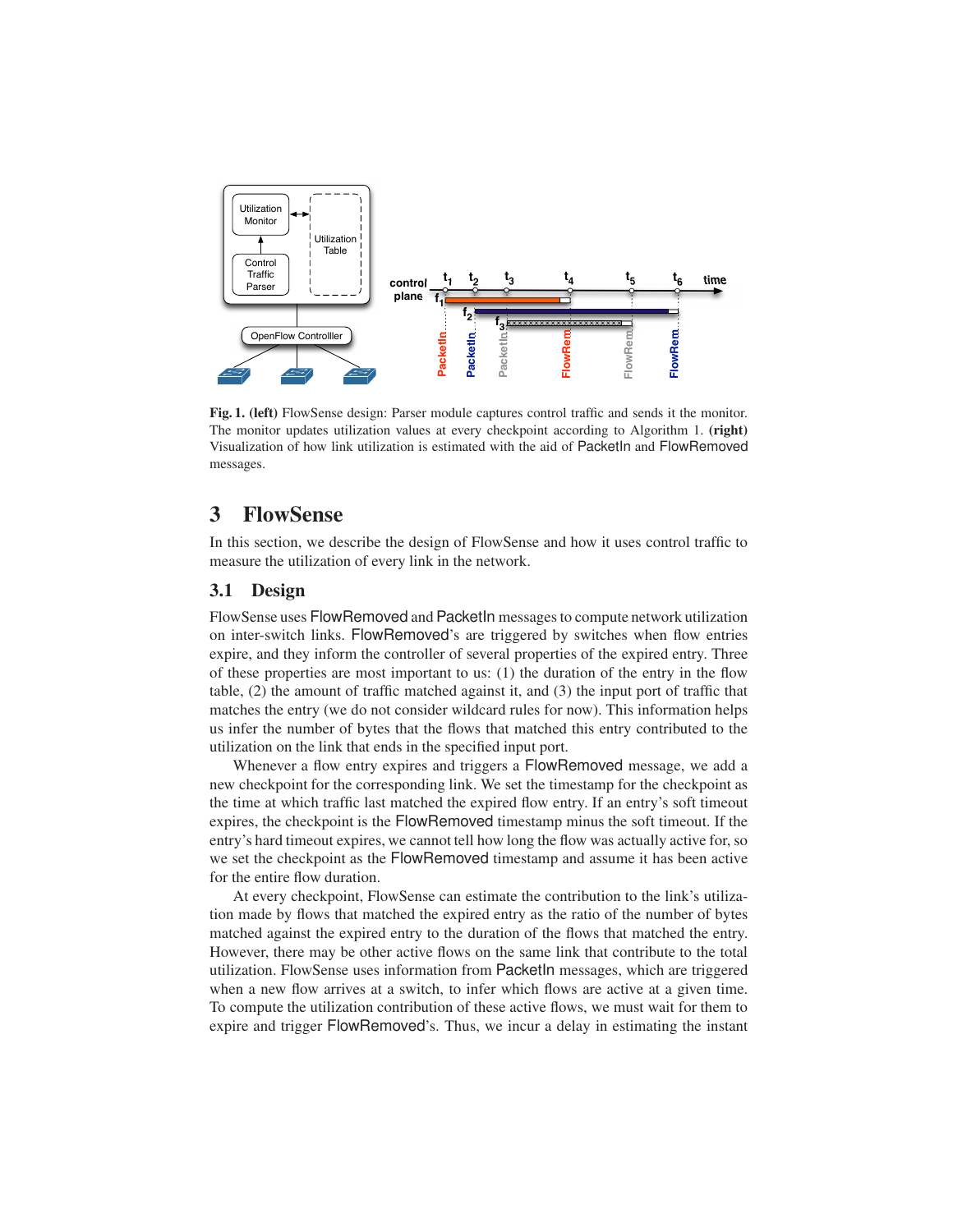Utilization Monitor

Utilization Table

Control Traffic Parser

OpenFlow Controlller

control plane

$t_1$ $t_2$ $t_3$ $t_4$ $t_5$ $t_6$ time

$f_1$ $f_2$ $f_3$

PacketIn PacketIn PacketIn FlowRem FlowRem FlowRem

**Fig. 1. (left)** FlowSense design: Parser module captures control traffic and sends it the monitor. The monitor updates utilization values at every checkpoint according to Algorithm 1. **(right)** Visualization of how link utilization is estimated with the aid of PacketIn and FlowRemoved messages.

## 3 FlowSense

In this section, we describe the design of FlowSense and how it uses control traffic to measure the utilization of every link in the network.

### 3.1 Design

FlowSense uses FlowRemoved and PacketIn messages to compute network utilization on inter-switch links. FlowRemoved's are triggered by switches when flow entries expire, and they inform the controller of several properties of the expired entry. Three of these properties are most important to us: (1) the duration of the entry in the flow table, (2) the amount of traffic matched against it, and (3) the input port of traffic that matches the entry (we do not consider wildcard rules for now). This information helps us infer the number of bytes that the flows that matched this entry contributed to the utilization on the link that ends in the specified input port.

Whenever a flow entry expires and triggers a FlowRemoved message, we add a new checkpoint for the corresponding link. We set the timestamp for the checkpoint as the time at which traffic last matched the expired flow entry. If an entry's soft timeout expires, the checkpoint is the FlowRemoved timestamp minus the soft timeout. If the entry's hard timeout expires, we cannot tell how long the flow was actually active for, so we set the checkpoint as the FlowRemoved timestamp and assume it has been active for the entire flow duration.

At every checkpoint, FlowSense can estimate the contribution to the link's utilization made by flows that matched the expired entry as the ratio of the number of bytes matched against the expired entry to the duration of the flows that matched the entry. However, there may be other active flows on the same link that contribute to the total utilization. FlowSense uses information from PacketIn messages, which are triggered when a new flow arrives at a switch, to infer which flows are active at a given time. To compute the utilization contribution of these active flows, we must wait for them to expire and trigger FlowRemoved's. Thus, we incur a delay in estimating the instant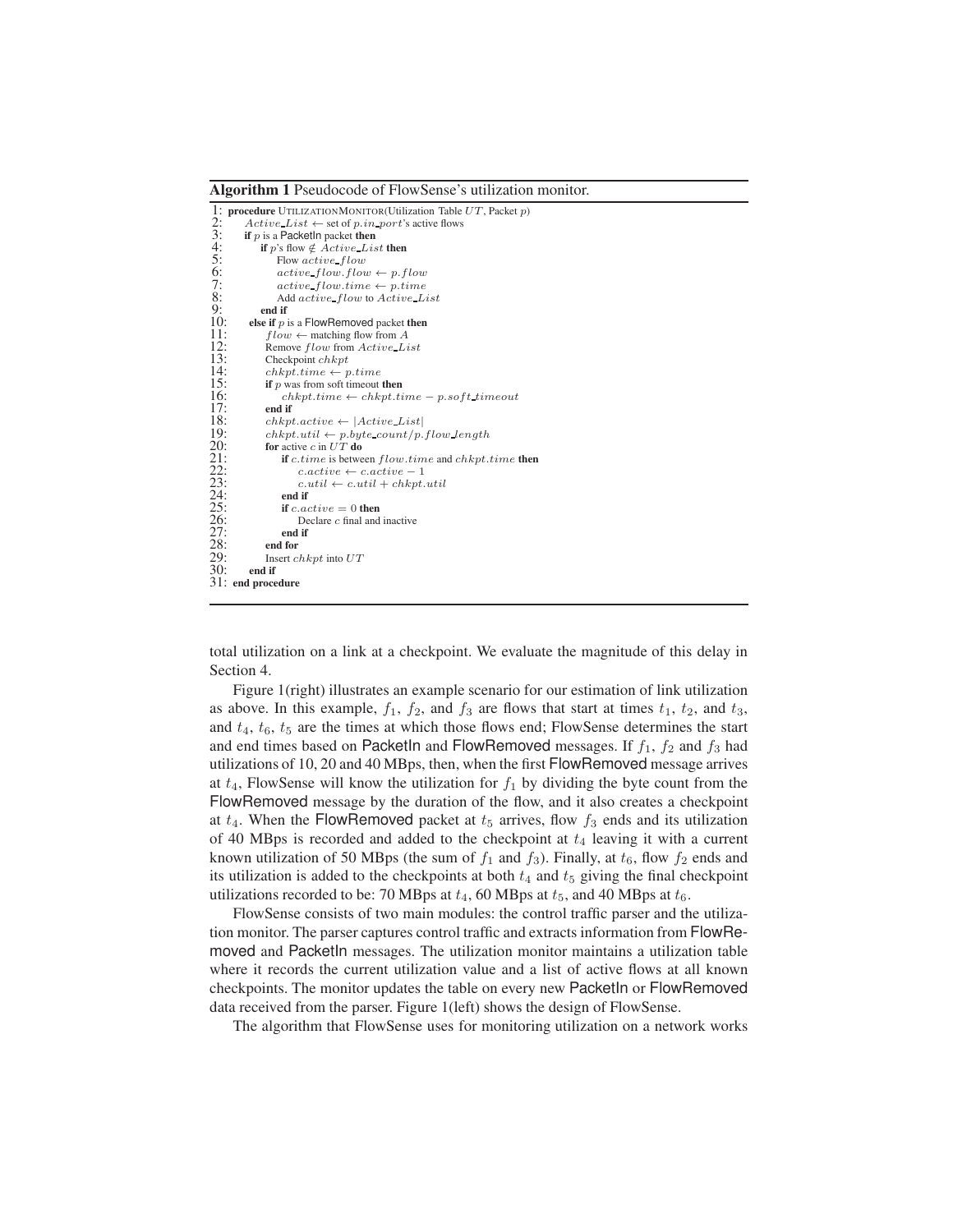**Algorithm 1** Pseudocode of FlowSense's utilization monitor.

```
1:  procedure UTILIZATIONMONITOR(Utilization Table UT, Packet p)
2:      Active_List ← set of p.in_port's active flows
3:      if p is a PacketIn packet then
4:          if p's flow ∉ Active_List then
5:              Flow active_flow
6:              active_flow.flow ← p.flow
7:              active_flow.time ← p.time
8:              Add active_flow to Active_List
9:          end if
10:     else if p is a FlowRemoved packet then
11:         flow ← matching flow from A
12:         Remove flow from Active_List
13:         Checkpoint chkpt
14:         chkpt.time ← p.time
15:         if p was from soft timeout then
16:             chkpt.time ← chkpt.time − p.soft_timeout
17:         end if
18:         chkpt.active ← |Active_List|
19:         chkpt.util ← p.byte_count/p.flow_length
20:         for active c in UT do
21:             if c.time is between flow.time and chkpt.time then
22:                 c.active ← c.active − 1
23:                 c.util ← c.util + chkpt.util
24:             end if
25:             if c.active = 0 then
26:                 Declare c final and inactive
27:             end if
28:         end for
29:         Insert chkpt into UT
30:     end if
31: end procedure
```

total utilization on a link at a checkpoint. We evaluate the magnitude of this delay in Section 4.

Figure 1(right) illustrates an example scenario for our estimation of link utilization as above. In this example, $f_1$, $f_2$, and $f_3$ are flows that start at times $t_1$, $t_2$, and $t_3$, and $t_4$, $t_6$, $t_5$ are the times at which those flows end; FlowSense determines the start and end times based on PacketIn and FlowRemoved messages. If $f_1$, $f_2$ and $f_3$ had utilizations of 10, 20 and 40 MBps, then, when the first FlowRemoved message arrives at $t_4$, FlowSense will know the utilization for $f_1$ by dividing the byte count from the FlowRemoved message by the duration of the flow, and it also creates a checkpoint at $t_4$. When the FlowRemoved packet at $t_5$ arrives, flow $f_3$ ends and its utilization of 40 MBps is recorded and added to the checkpoint at $t_4$ leaving it with a current known utilization of 50 MBps (the sum of $f_1$ and $f_3$). Finally, at $t_6$, flow $f_2$ ends and its utilization is added to the checkpoints at both $t_4$ and $t_5$ giving the final checkpoint utilizations recorded to be: 70 MBps at $t_4$, 60 MBps at $t_5$, and 40 MBps at $t_6$.

FlowSense consists of two main modules: the control traffic parser and the utilization monitor. The parser captures control traffic and extracts information from FlowRemoved and PacketIn messages. The utilization monitor maintains a utilization table where it records the current utilization value and a list of active flows at all known checkpoints. The monitor updates the table on every new PacketIn or FlowRemoved data received from the parser. Figure 1(left) shows the design of FlowSense.

The algorithm that FlowSense uses for monitoring utilization on a network works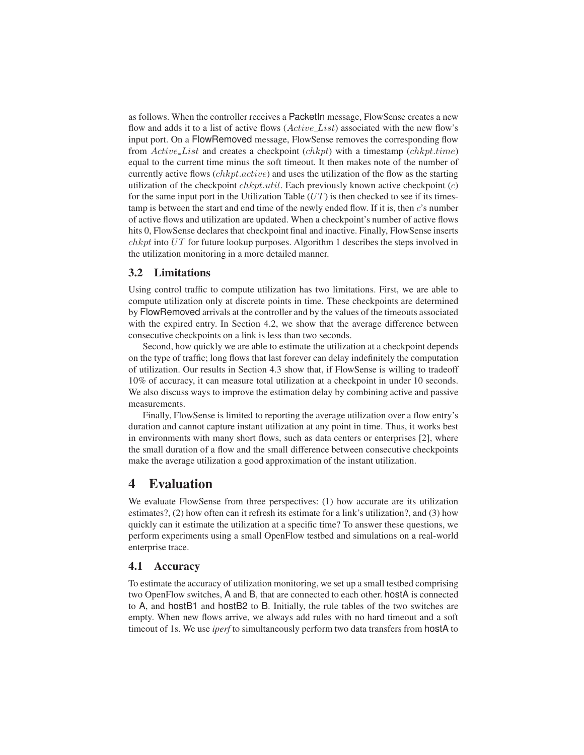as follows. When the controller receives a PacketIn message, FlowSense creates a new flow and adds it to a list of active flows ($Active\_List$) associated with the new flow's input port. On a FlowRemoved message, FlowSense removes the corresponding flow from $Active\_List$ and creates a checkpoint ($chkpt$) with a timestamp ($chkpt.time$) equal to the current time minus the soft timeout. It then makes note of the number of currently active flows ($chkpt.active$) and uses the utilization of the flow as the starting utilization of the checkpoint $chkpt.util$. Each previously known active checkpoint ($c$) for the same input port in the Utilization Table ($UT$) is then checked to see if its timestamp is between the start and end time of the newly ended flow. If it is, then $c$'s number of active flows and utilization are updated. When a checkpoint's number of active flows hits 0, FlowSense declares that checkpoint final and inactive. Finally, FlowSense inserts $chkpt$ into $UT$ for future lookup purposes. Algorithm 1 describes the steps involved in the utilization monitoring in a more detailed manner.

### 3.2 Limitations

Using control traffic to compute utilization has two limitations. First, we are able to compute utilization only at discrete points in time. These checkpoints are determined by FlowRemoved arrivals at the controller and by the values of the timeouts associated with the expired entry. In Section 4.2, we show that the average difference between consecutive checkpoints on a link is less than two seconds.

Second, how quickly we are able to estimate the utilization at a checkpoint depends on the type of traffic; long flows that last forever can delay indefinitely the computation of utilization. Our results in Section 4.3 show that, if FlowSense is willing to tradeoff 10% of accuracy, it can measure total utilization at a checkpoint in under 10 seconds. We also discuss ways to improve the estimation delay by combining active and passive measurements.

Finally, FlowSense is limited to reporting the average utilization over a flow entry's duration and cannot capture instant utilization at any point in time. Thus, it works best in environments with many short flows, such as data centers or enterprises [2], where the small duration of a flow and the small difference between consecutive checkpoints make the average utilization a good approximation of the instant utilization.

## 4 Evaluation

We evaluate FlowSense from three perspectives: (1) how accurate are its utilization estimates?, (2) how often can it refresh its estimate for a link's utilization?, and (3) how quickly can it estimate the utilization at a specific time? To answer these questions, we perform experiments using a small OpenFlow testbed and simulations on a real-world enterprise trace.

### 4.1 Accuracy

To estimate the accuracy of utilization monitoring, we set up a small testbed comprising two OpenFlow switches, A and B, that are connected to each other. hostA is connected to A, and hostB1 and hostB2 to B. Initially, the rule tables of the two switches are empty. When new flows arrive, we always add rules with no hard timeout and a soft timeout of 1s. We use *iperf* to simultaneously perform two data transfers from hostA to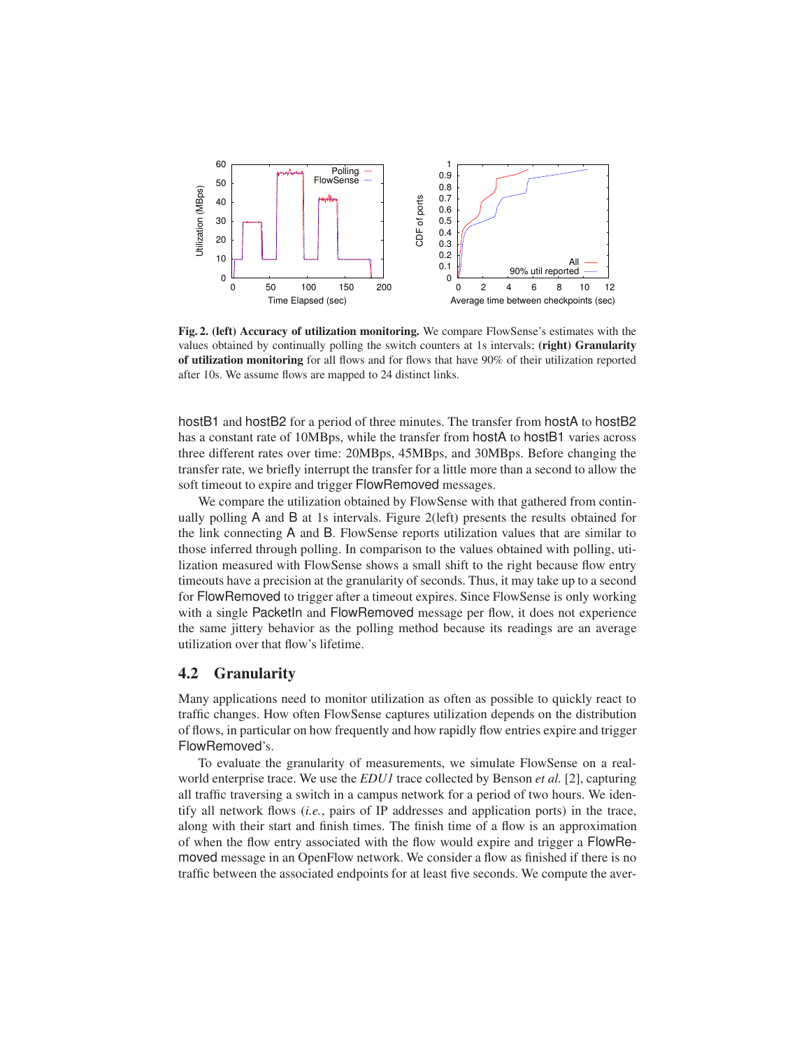Utilization (MBps)
60
50
40
30
20
10
0
0 50 100 150 200
Time Elapsed (sec)
Polling
FlowSense

CDF of ports
1
0.9
0.8
0.7
0.6
0.5
0.4
0.3
0.2
0.1
0
0 2 4 6 8 10 12
Average time between checkpoints (sec)
All
90% util reported

**Fig. 2. (left) Accuracy of utilization monitoring.** We compare FlowSense's estimates with the values obtained by continually polling the switch counters at 1s intervals; **(right) Granularity of utilization monitoring** for all flows and for flows that have 90% of their utilization reported after 10s. We assume flows are mapped to 24 distinct links.

hostB1 and hostB2 for a period of three minutes. The transfer from hostA to hostB2 has a constant rate of 10MBps, while the transfer from hostA to hostB1 varies across three different rates over time: 20MBps, 45MBps, and 30MBps. Before changing the transfer rate, we briefly interrupt the transfer for a little more than a second to allow the soft timeout to expire and trigger FlowRemoved messages.

We compare the utilization obtained by FlowSense with that gathered from continually polling A and B at 1s intervals. Figure 2(left) presents the results obtained for the link connecting A and B. FlowSense reports utilization values that are similar to those inferred through polling. In comparison to the values obtained with polling, utilization measured with FlowSense shows a small shift to the right because flow entry timeouts have a precision at the granularity of seconds. Thus, it may take up to a second for FlowRemoved to trigger after a timeout expires. Since FlowSense is only working with a single PacketIn and FlowRemoved message per flow, it does not experience the same jittery behavior as the polling method because its readings are an average utilization over that flow's lifetime.

## 4.2 Granularity

Many applications need to monitor utilization as often as possible to quickly react to traffic changes. How often FlowSense captures utilization depends on the distribution of flows, in particular on how frequently and how rapidly flow entries expire and trigger FlowRemoved's.

To evaluate the granularity of measurements, we simulate FlowSense on a real-world enterprise trace. We use the *EDU1* trace collected by Benson *et al.* [2], capturing all traffic traversing a switch in a campus network for a period of two hours. We identify all network flows (*i.e.*, pairs of IP addresses and application ports) in the trace, along with their start and finish times. The finish time of a flow is an approximation of when the flow entry associated with the flow would expire and trigger a FlowRemoved message in an OpenFlow network. We consider a flow as finished if there is no traffic between the associated endpoints for at least five seconds. We compute the aver-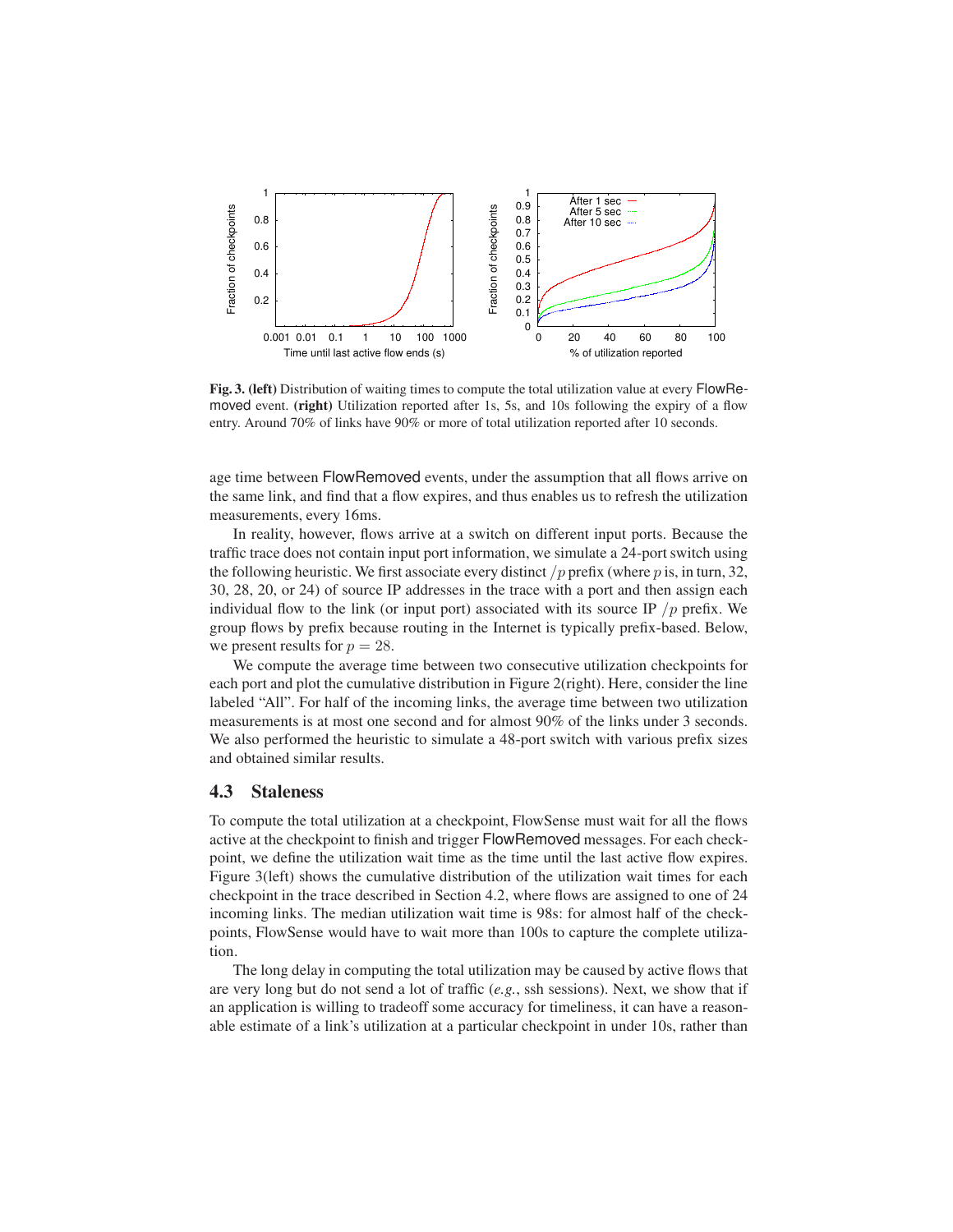**Fig. 3. (left)** Distribution of waiting times to compute the total utilization value at every FlowRemoved event. **(right)** Utilization reported after 1s, 5s, and 10s following the expiry of a flow entry. Around 70% of links have 90% or more of total utilization reported after 10 seconds.

age time between FlowRemoved events, under the assumption that all flows arrive on the same link, and find that a flow expires, and thus enables us to refresh the utilization measurements, every 16ms.

In reality, however, flows arrive at a switch on different input ports. Because the traffic trace does not contain input port information, we simulate a 24-port switch using the following heuristic. We first associate every distinct $/p$ prefix (where $p$ is, in turn, 32, 30, 28, 20, or 24) of source IP addresses in the trace with a port and then assign each individual flow to the link (or input port) associated with its source IP $/p$ prefix. We group flows by prefix because routing in the Internet is typically prefix-based. Below, we present results for $p = 28$.

We compute the average time between two consecutive utilization checkpoints for each port and plot the cumulative distribution in Figure 2(right). Here, consider the line labeled "All". For half of the incoming links, the average time between two utilization measurements is at most one second and for almost 90% of the links under 3 seconds. We also performed the heuristic to simulate a 48-port switch with various prefix sizes and obtained similar results.

### 4.3 Staleness

To compute the total utilization at a checkpoint, FlowSense must wait for all the flows active at the checkpoint to finish and trigger FlowRemoved messages. For each checkpoint, we define the utilization wait time as the time until the last active flow expires. Figure 3(left) shows the cumulative distribution of the utilization wait times for each checkpoint in the trace described in Section 4.2, where flows are assigned to one of 24 incoming links. The median utilization wait time is 98s: for almost half of the checkpoints, FlowSense would have to wait more than 100s to capture the complete utilization.

The long delay in computing the total utilization may be caused by active flows that are very long but do not send a lot of traffic (*e.g.*, ssh sessions). Next, we show that if an application is willing to tradeoff some accuracy for timeliness, it can have a reasonable estimate of a link's utilization at a particular checkpoint in under 10s, rather than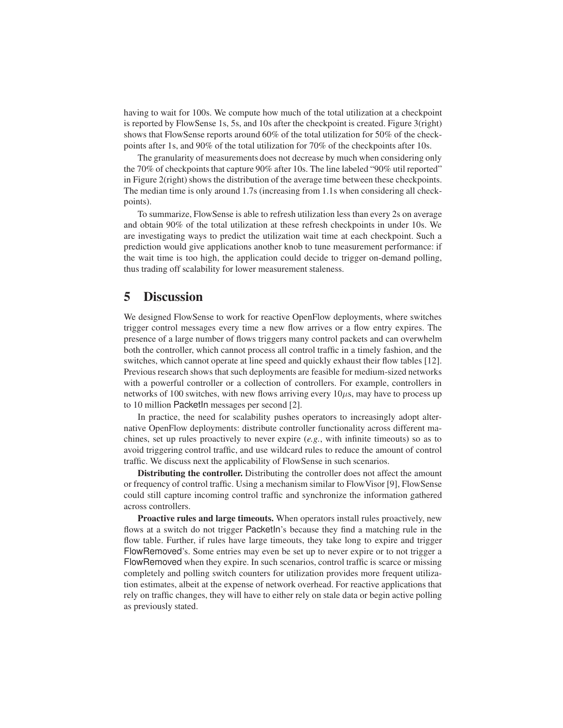having to wait for 100s. We compute how much of the total utilization at a checkpoint is reported by FlowSense 1s, 5s, and 10s after the checkpoint is created. Figure 3(right) shows that FlowSense reports around 60% of the total utilization for 50% of the checkpoints after 1s, and 90% of the total utilization for 70% of the checkpoints after 10s.

The granularity of measurements does not decrease by much when considering only the 70% of checkpoints that capture 90% after 10s. The line labeled "90% util reported" in Figure 2(right) shows the distribution of the average time between these checkpoints. The median time is only around 1.7s (increasing from 1.1s when considering all checkpoints).

To summarize, FlowSense is able to refresh utilization less than every 2s on average and obtain 90% of the total utilization at these refresh checkpoints in under 10s. We are investigating ways to predict the utilization wait time at each checkpoint. Such a prediction would give applications another knob to tune measurement performance: if the wait time is too high, the application could decide to trigger on-demand polling, thus trading off scalability for lower measurement staleness.

## 5 Discussion

We designed FlowSense to work for reactive OpenFlow deployments, where switches trigger control messages every time a new flow arrives or a flow entry expires. The presence of a large number of flows triggers many control packets and can overwhelm both the controller, which cannot process all control traffic in a timely fashion, and the switches, which cannot operate at line speed and quickly exhaust their flow tables [12]. Previous research shows that such deployments are feasible for medium-sized networks with a powerful controller or a collection of controllers. For example, controllers in networks of 100 switches, with new flows arriving every $10\mu$s, may have to process up to 10 million PacketIn messages per second [2].

In practice, the need for scalability pushes operators to increasingly adopt alternative OpenFlow deployments: distribute controller functionality across different machines, set up rules proactively to never expire (*e.g.*, with infinite timeouts) so as to avoid triggering control traffic, and use wildcard rules to reduce the amount of control traffic. We discuss next the applicability of FlowSense in such scenarios.

**Distributing the controller.** Distributing the controller does not affect the amount or frequency of control traffic. Using a mechanism similar to FlowVisor [9], FlowSense could still capture incoming control traffic and synchronize the information gathered across controllers.

**Proactive rules and large timeouts.** When operators install rules proactively, new flows at a switch do not trigger PacketIn's because they find a matching rule in the flow table. Further, if rules have large timeouts, they take long to expire and trigger FlowRemoved's. Some entries may even be set up to never expire or to not trigger a FlowRemoved when they expire. In such scenarios, control traffic is scarce or missing completely and polling switch counters for utilization provides more frequent utilization estimates, albeit at the expense of network overhead. For reactive applications that rely on traffic changes, they will have to either rely on stale data or begin active polling as previously stated.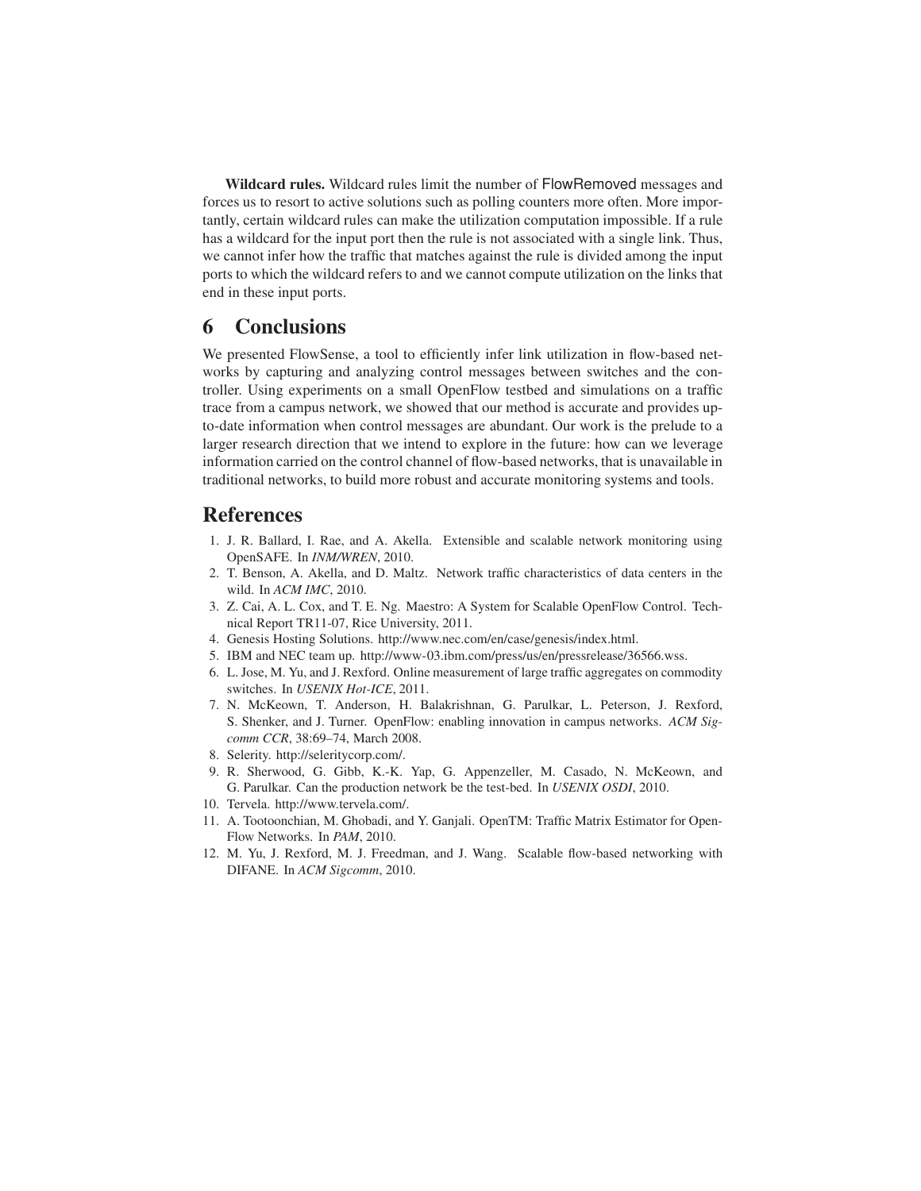**Wildcard rules.** Wildcard rules limit the number of FlowRemoved messages and forces us to resort to active solutions such as polling counters more often. More importantly, certain wildcard rules can make the utilization computation impossible. If a rule has a wildcard for the input port then the rule is not associated with a single link. Thus, we cannot infer how the traffic that matches against the rule is divided among the input ports to which the wildcard refers to and we cannot compute utilization on the links that end in these input ports.

## 6 Conclusions

We presented FlowSense, a tool to efficiently infer link utilization in flow-based networks by capturing and analyzing control messages between switches and the controller. Using experiments on a small OpenFlow testbed and simulations on a traffic trace from a campus network, we showed that our method is accurate and provides up-to-date information when control messages are abundant. Our work is the prelude to a larger research direction that we intend to explore in the future: how can we leverage information carried on the control channel of flow-based networks, that is unavailable in traditional networks, to build more robust and accurate monitoring systems and tools.

## References

1. J. R. Ballard, I. Rae, and A. Akella. Extensible and scalable network monitoring using OpenSAFE. In *INM/WREN*, 2010.
2. T. Benson, A. Akella, and D. Maltz. Network traffic characteristics of data centers in the wild. In *ACM IMC*, 2010.
3. Z. Cai, A. L. Cox, and T. E. Ng. Maestro: A System for Scalable OpenFlow Control. Technical Report TR11-07, Rice University, 2011.
4. Genesis Hosting Solutions. http://www.nec.com/en/case/genesis/index.html.
5. IBM and NEC team up. http://www-03.ibm.com/press/us/en/pressrelease/36566.wss.
6. L. Jose, M. Yu, and J. Rexford. Online measurement of large traffic aggregates on commodity switches. In *USENIX Hot-ICE*, 2011.
7. N. McKeown, T. Anderson, H. Balakrishnan, G. Parulkar, L. Peterson, J. Rexford, S. Shenker, and J. Turner. OpenFlow: enabling innovation in campus networks. *ACM Sigcomm CCR*, 38:69–74, March 2008.
8. Selerity. http://seleritycorp.com/.
9. R. Sherwood, G. Gibb, K.-K. Yap, G. Appenzeller, M. Casado, N. McKeown, and G. Parulkar. Can the production network be the test-bed. In *USENIX OSDI*, 2010.
10. Tervela. http://www.tervela.com/.
11. A. Tootoonchian, M. Ghobadi, and Y. Ganjali. OpenTM: Traffic Matrix Estimator for OpenFlow Networks. In *PAM*, 2010.
12. M. Yu, J. Rexford, M. J. Freedman, and J. Wang. Scalable flow-based networking with DIFANE. In *ACM Sigcomm*, 2010.